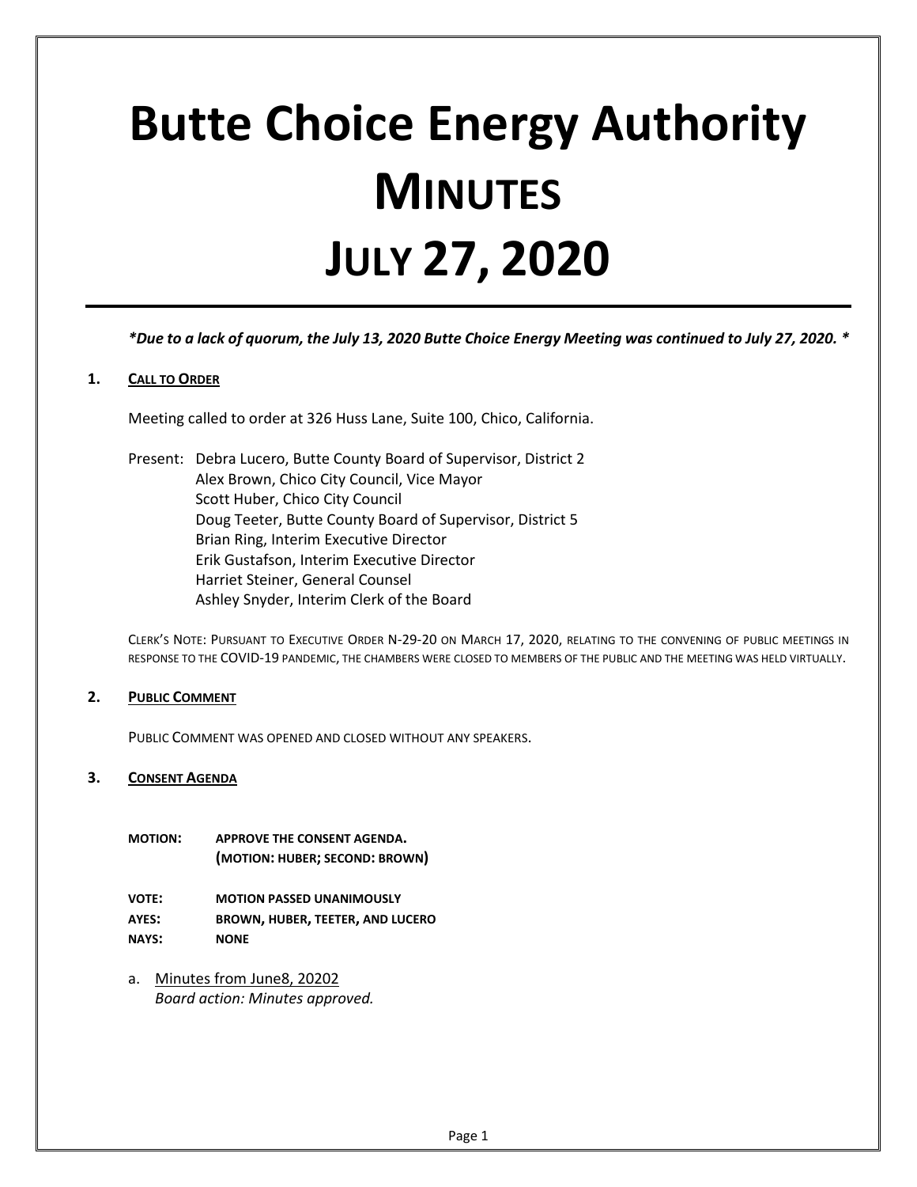# Butte Choice Energy Authority
# MINUTES
# JULY 27, 2020

***Due to a lack of quorum, the July 13, 2020 Butte Choice Energy Meeting was continued to July 27, 2020.***

## 1. CALL TO ORDER

Meeting called to order at 326 Huss Lane, Suite 100, Chico, California.

Present: Debra Lucero, Butte County Board of Supervisor, District 2
Alex Brown, Chico City Council, Vice Mayor
Scott Huber, Chico City Council
Doug Teeter, Butte County Board of Supervisor, District 5
Brian Ring, Interim Executive Director
Erik Gustafson, Interim Executive Director
Harriet Steiner, General Counsel
Ashley Snyder, Interim Clerk of the Board

CLERK'S NOTE: PURSUANT TO EXECUTIVE ORDER N-29-20 ON MARCH 17, 2020, RELATING TO THE CONVENING OF PUBLIC MEETINGS IN RESPONSE TO THE COVID-19 PANDEMIC, THE CHAMBERS WERE CLOSED TO MEMBERS OF THE PUBLIC AND THE MEETING WAS HELD VIRTUALLY.

## 2. PUBLIC COMMENT

PUBLIC COMMENT WAS OPENED AND CLOSED WITHOUT ANY SPEAKERS.

## 3. CONSENT AGENDA

**MOTION:** **APPROVE THE CONSENT AGENDA.**
**(MOTION: HUBER; SECOND: BROWN)**

**VOTE:** **MOTION PASSED UNANIMOUSLY**
**AYES:** **BROWN, HUBER, TEETER, AND LUCERO**
**NAYS:** **NONE**

a. Minutes from June8, 20202
*Board action: Minutes approved.*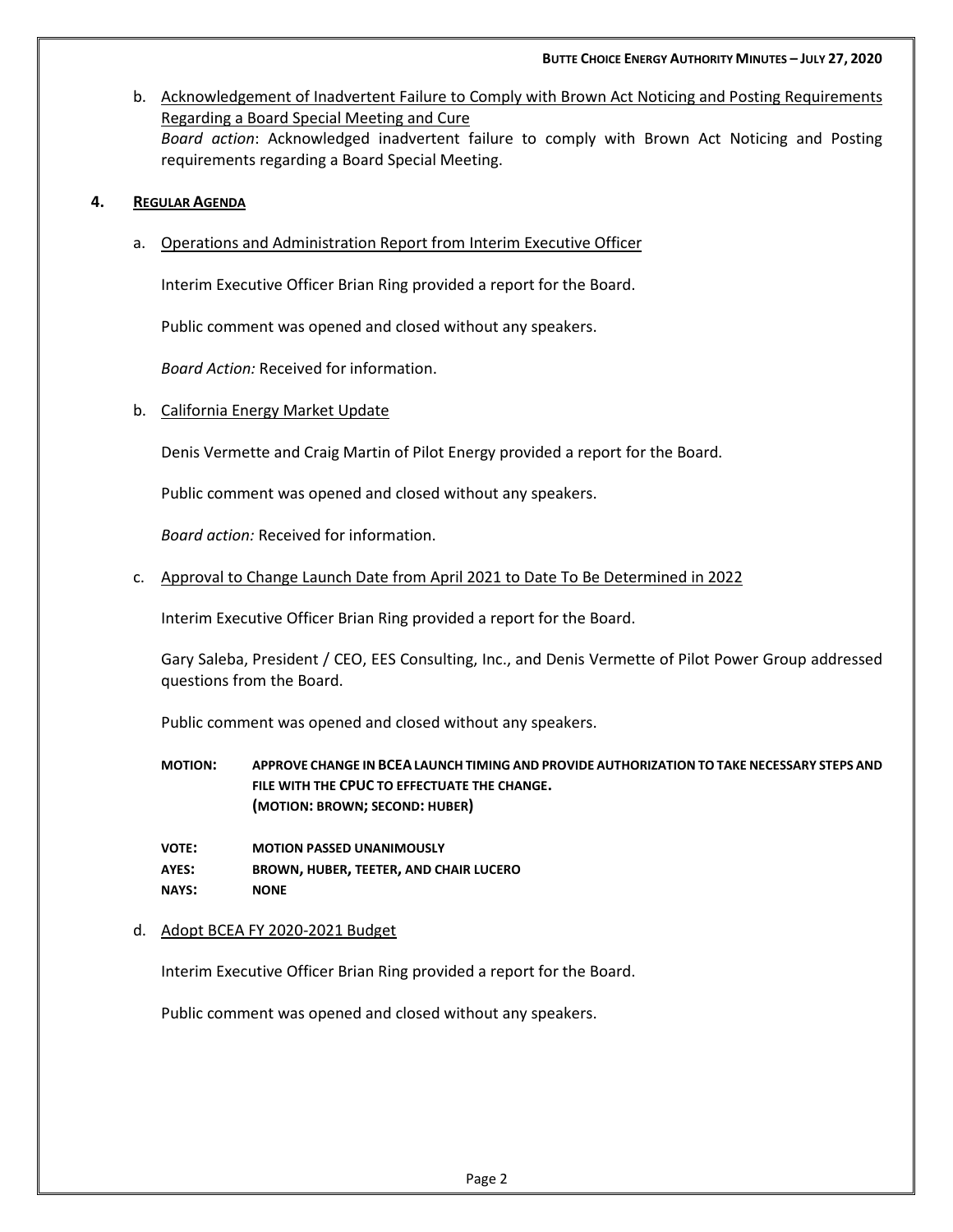b. <u>Acknowledgement of Inadvertent Failure to Comply with Brown Act Noticing and Posting Requirements Regarding a Board Special Meeting and Cure</u>
*Board action*: Acknowledged inadvertent failure to comply with Brown Act Noticing and Posting requirements regarding a Board Special Meeting.

## 4. REGULAR AGENDA

a. <u>Operations and Administration Report from Interim Executive Officer</u>

Interim Executive Officer Brian Ring provided a report for the Board.

Public comment was opened and closed without any speakers.

*Board Action:* Received for information.

b. <u>California Energy Market Update</u>

Denis Vermette and Craig Martin of Pilot Energy provided a report for the Board.

Public comment was opened and closed without any speakers.

*Board action:* Received for information.

c. <u>Approval to Change Launch Date from April 2021 to Date To Be Determined in 2022</u>

Interim Executive Officer Brian Ring provided a report for the Board.

Gary Saleba, President / CEO, EES Consulting, Inc., and Denis Vermette of Pilot Power Group addressed questions from the Board.

Public comment was opened and closed without any speakers.

**MOTION:** **APPROVE CHANGE IN BCEA LAUNCH TIMING AND PROVIDE AUTHORIZATION TO TAKE NECESSARY STEPS AND FILE WITH THE CPUC TO EFFECTUATE THE CHANGE.**
**(MOTION: BROWN; SECOND: HUBER)**

**VOTE:** **MOTION PASSED UNANIMOUSLY**
**AYES:** **BROWN, HUBER, TEETER, AND CHAIR LUCERO**
**NAYS:** **NONE**

d. <u>Adopt BCEA FY 2020-2021 Budget</u>

Interim Executive Officer Brian Ring provided a report for the Board.

Public comment was opened and closed without any speakers.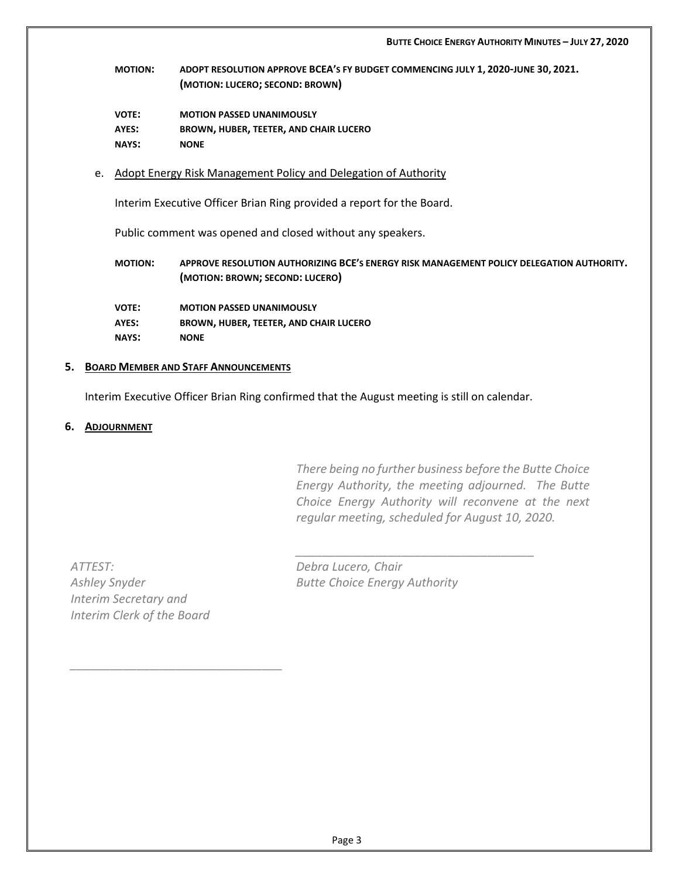**MOTION:** **ADOPT RESOLUTION APPROVE BCEA'S FY BUDGET COMMENCING JULY 1, 2020-JUNE 30, 2021. (MOTION: LUCERO; SECOND: BROWN)**

**VOTE:** **MOTION PASSED UNANIMOUSLY**
**AYES:** **BROWN, HUBER, TEETER, AND CHAIR LUCERO**
**NAYS:** **NONE**

e. Adopt Energy Risk Management Policy and Delegation of Authority

Interim Executive Officer Brian Ring provided a report for the Board.

Public comment was opened and closed without any speakers.

**MOTION:** **APPROVE RESOLUTION AUTHORIZING BCE'S ENERGY RISK MANAGEMENT POLICY DELEGATION AUTHORITY. (MOTION: BROWN; SECOND: LUCERO)**

**VOTE:** **MOTION PASSED UNANIMOUSLY**
**AYES:** **BROWN, HUBER, TEETER, AND CHAIR LUCERO**
**NAYS:** **NONE**

## 5. BOARD MEMBER AND STAFF ANNOUNCEMENTS

Interim Executive Officer Brian Ring confirmed that the August meeting is still on calendar.

## 6. ADJOURNMENT

*There being no further business before the Butte Choice Energy Authority, the meeting adjourned. The Butte Choice Energy Authority will reconvene at the next regular meeting, scheduled for August 10, 2020.*

\_\_\_\_\_\_\_\_\_\_\_\_\_\_\_\_\_\_\_\_\_\_\_\_\_\_\_\_\_\_\_\_\_\_\_\_
*Debra Lucero, Chair*
*Butte Choice Energy Authority*

*ATTEST:*
*Ashley Snyder*
*Interim Secretary and*
*Interim Clerk of the Board*

\_\_\_\_\_\_\_\_\_\_\_\_\_\_\_\_\_\_\_\_\_\_\_\_\_\_\_\_\_\_\_\_\_\_\_\_